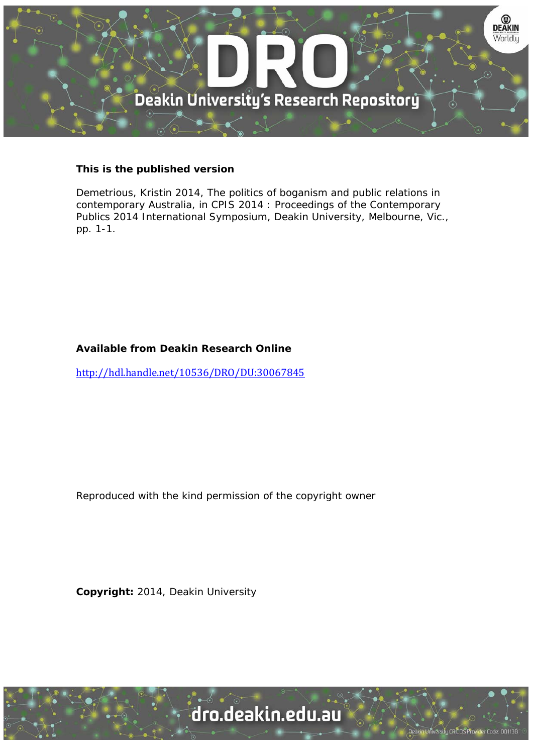**This is the published version**

Demetrious, Kristin 2014, The politics of boganism and public relations in contemporary Australia, in CPIS 2014 : Proceedings of the Contemporary Publics 2014 International Symposium, Deakin University, Melbourne, Vic., pp. 1-1.

**Available from Deakin Research Online**

http://hdl.handle.net/10536/DRO/DU:30067845

Reproduced with the kind permission of the copyright owner

**Copyright:** 2014, Deakin University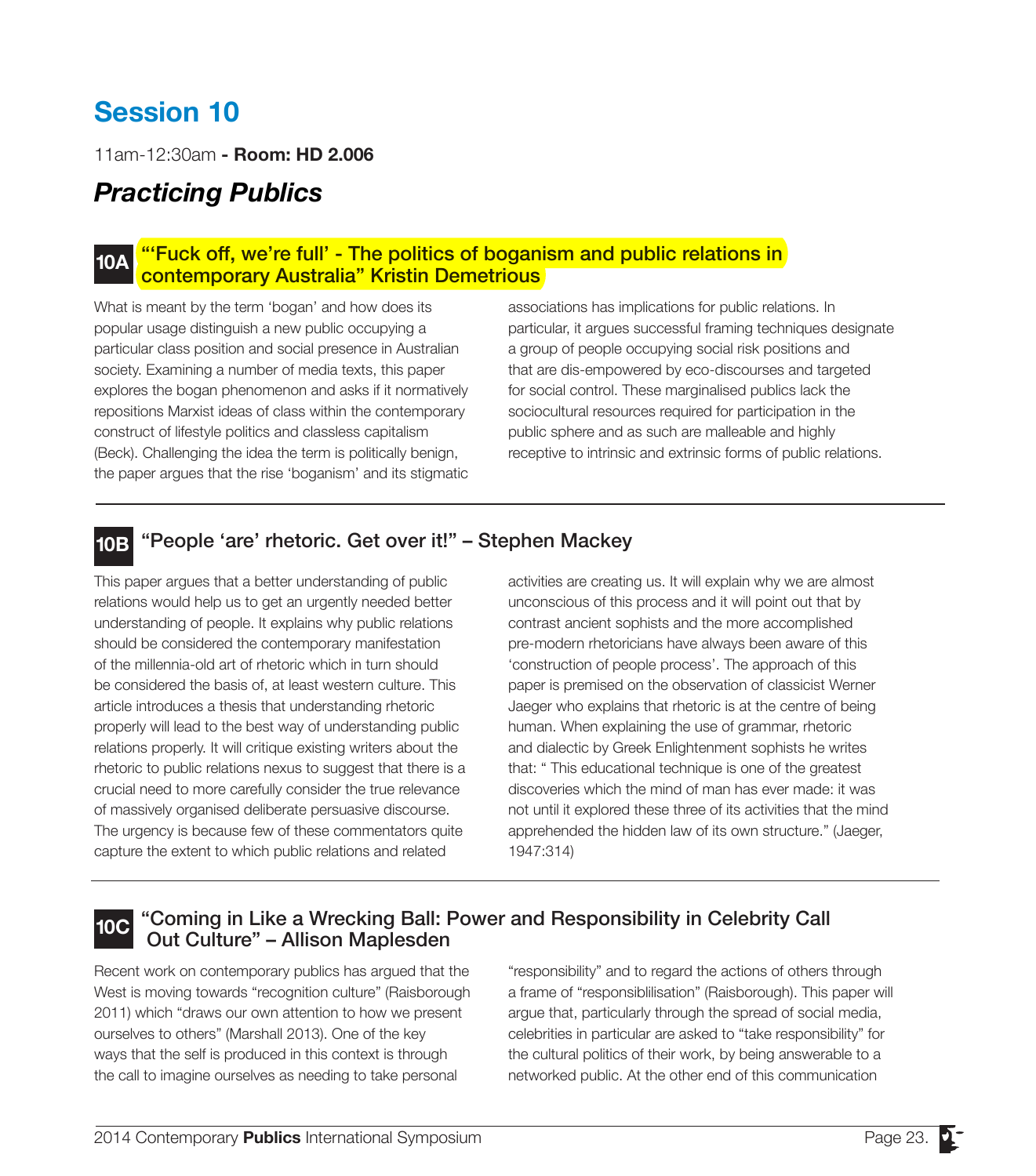# Session 10

11am-12:30am **- Room: HD 2.006**

## *Practicing Publics*

### 10A "'Fuck off, we're full' - The politics of boganism and public relations in contemporary Australia" Kristin Demetrious

What is meant by the term 'bogan' and how does its popular usage distinguish a new public occupying a particular class position and social presence in Australian society. Examining a number of media texts, this paper explores the bogan phenomenon and asks if it normatively repositions Marxist ideas of class within the contemporary construct of lifestyle politics and classless capitalism (Beck). Challenging the idea the term is politically benign, the paper argues that the rise 'boganism' and its stigmatic associations has implications for public relations. In particular, it argues successful framing techniques designate a group of people occupying social risk positions and that are dis-empowered by eco-discourses and targeted for social control. These marginalised publics lack the sociocultural resources required for participation in the public sphere and as such are malleable and highly receptive to intrinsic and extrinsic forms of public relations.

### 10B "People 'are' rhetoric. Get over it!" – Stephen Mackey

This paper argues that a better understanding of public relations would help us to get an urgently needed better understanding of people. It explains why public relations should be considered the contemporary manifestation of the millennia-old art of rhetoric which in turn should be considered the basis of, at least western culture. This article introduces a thesis that understanding rhetoric properly will lead to the best way of understanding public relations properly. It will critique existing writers about the rhetoric to public relations nexus to suggest that there is a crucial need to more carefully consider the true relevance of massively organised deliberate persuasive discourse. The urgency is because few of these commentators quite capture the extent to which public relations and related activities are creating us. It will explain why we are almost unconscious of this process and it will point out that by contrast ancient sophists and the more accomplished pre-modern rhetoricians have always been aware of this 'construction of people process'. The approach of this paper is premised on the observation of classicist Werner Jaeger who explains that rhetoric is at the centre of being human. When explaining the use of grammar, rhetoric and dialectic by Greek Enlightenment sophists he writes that: " This educational technique is one of the greatest discoveries which the mind of man has ever made: it was not until it explored these three of its activities that the mind apprehended the hidden law of its own structure." (Jaeger, 1947:314)

### 10C "Coming in Like a Wrecking Ball: Power and Responsibility in Celebrity Call Out Culture" – Allison Maplesden

Recent work on contemporary publics has argued that the West is moving towards "recognition culture" (Raisborough 2011) which "draws our own attention to how we present ourselves to others" (Marshall 2013). One of the key ways that the self is produced in this context is through the call to imagine ourselves as needing to take personal "responsibility" and to regard the actions of others through a frame of "responsiblilisation" (Raisborough). This paper will argue that, particularly through the spread of social media, celebrities in particular are asked to "take responsibility" for the cultural politics of their work, by being answerable to a networked public. At the other end of this communication